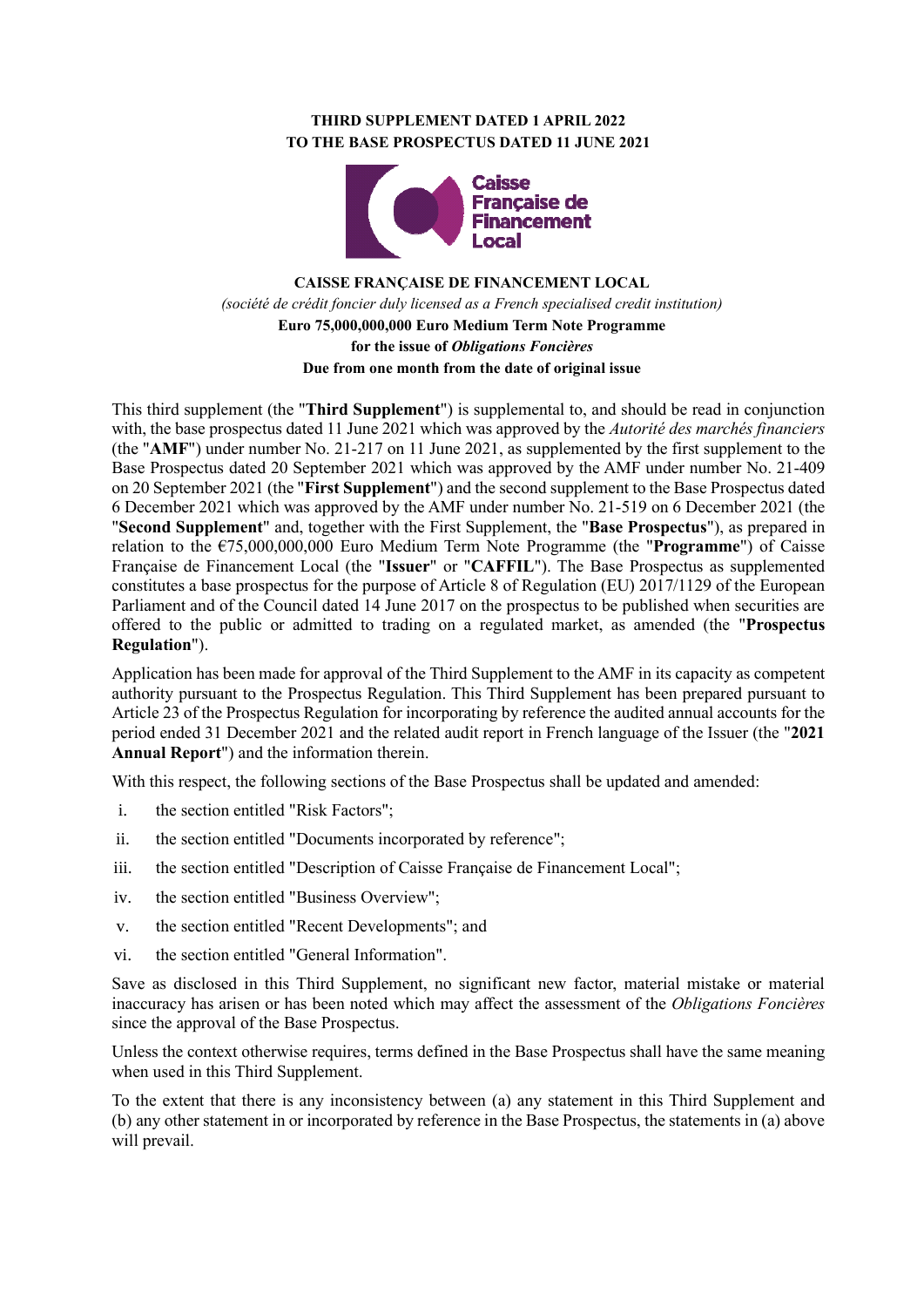**THIRD SUPPLEMENT DATED 1 APRIL 2022**
**TO THE BASE PROSPECTUS DATED 11 JUNE 2021**

Caisse Française de Financement Local

**CAISSE FRANÇAISE DE FINANCEMENT LOCAL**

*(société de crédit foncier duly licensed as a French specialised credit institution)*

**Euro 75,000,000,000 Euro Medium Term Note Programme**
**for the issue of *Obligations Foncières***
**Due from one month from the date of original issue**

This third supplement (the "**Third Supplement**") is supplemental to, and should be read in conjunction with, the base prospectus dated 11 June 2021 which was approved by the *Autorité des marchés financiers* (the "**AMF**") under number No. 21-217 on 11 June 2021, as supplemented by the first supplement to the Base Prospectus dated 20 September 2021 which was approved by the AMF under number No. 21-409 on 20 September 2021 (the "**First Supplement**") and the second supplement to the Base Prospectus dated 6 December 2021 which was approved by the AMF under number No. 21-519 on 6 December 2021 (the "**Second Supplement**" and, together with the First Supplement, the "**Base Prospectus**"), as prepared in relation to the €75,000,000,000 Euro Medium Term Note Programme (the "**Programme**") of Caisse Française de Financement Local (the "**Issuer**" or "**CAFFIL**"). The Base Prospectus as supplemented constitutes a base prospectus for the purpose of Article 8 of Regulation (EU) 2017/1129 of the European Parliament and of the Council dated 14 June 2017 on the prospectus to be published when securities are offered to the public or admitted to trading on a regulated market, as amended (the "**Prospectus Regulation**").

Application has been made for approval of the Third Supplement to the AMF in its capacity as competent authority pursuant to the Prospectus Regulation. This Third Supplement has been prepared pursuant to Article 23 of the Prospectus Regulation for incorporating by reference the audited annual accounts for the period ended 31 December 2021 and the related audit report in French language of the Issuer (the "**2021 Annual Report**") and the information therein.

With this respect, the following sections of the Base Prospectus shall be updated and amended:

i. the section entitled "Risk Factors";

ii. the section entitled "Documents incorporated by reference";

iii. the section entitled "Description of Caisse Française de Financement Local";

iv. the section entitled "Business Overview";

v. the section entitled "Recent Developments"; and

vi. the section entitled "General Information".

Save as disclosed in this Third Supplement, no significant new factor, material mistake or material inaccuracy has arisen or has been noted which may affect the assessment of the *Obligations Foncières* since the approval of the Base Prospectus.

Unless the context otherwise requires, terms defined in the Base Prospectus shall have the same meaning when used in this Third Supplement.

To the extent that there is any inconsistency between (a) any statement in this Third Supplement and (b) any other statement in or incorporated by reference in the Base Prospectus, the statements in (a) above will prevail.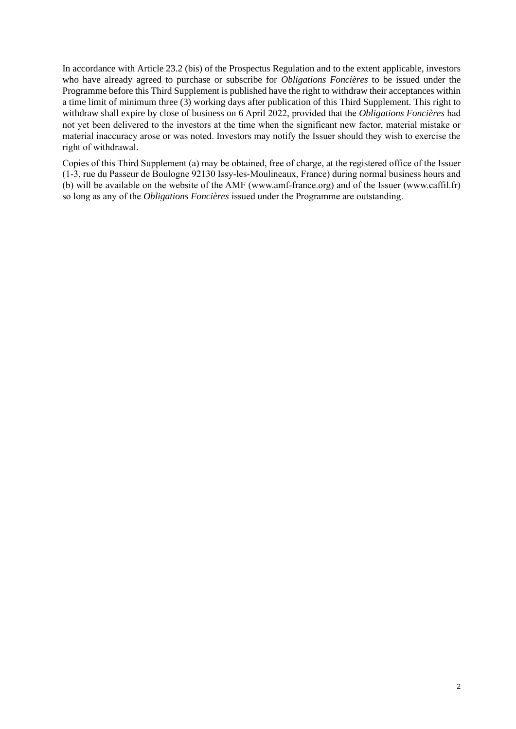In accordance with Article 23.2 (bis) of the Prospectus Regulation and to the extent applicable, investors who have already agreed to purchase or subscribe for *Obligations Foncières* to be issued under the Programme before this Third Supplement is published have the right to withdraw their acceptances within a time limit of minimum three (3) working days after publication of this Third Supplement. This right to withdraw shall expire by close of business on 6 April 2022, provided that the *Obligations Foncières* had not yet been delivered to the investors at the time when the significant new factor, material mistake or material inaccuracy arose or was noted. Investors may notify the Issuer should they wish to exercise the right of withdrawal.

Copies of this Third Supplement (a) may be obtained, free of charge, at the registered office of the Issuer (1-3, rue du Passeur de Boulogne 92130 Issy-les-Moulineaux, France) during normal business hours and (b) will be available on the website of the AMF (www.amf-france.org) and of the Issuer (www.caffil.fr) so long as any of the *Obligations Foncières* issued under the Programme are outstanding.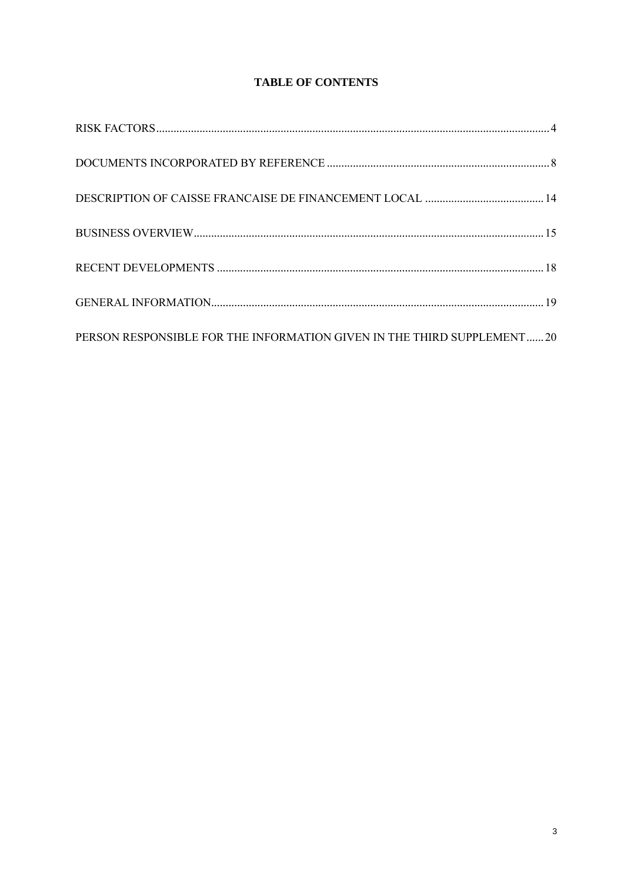## TABLE OF CONTENTS

| | |
|---|---|
| RISK FACTORS | 4 |
| DOCUMENTS INCORPORATED BY REFERENCE | 8 |
| DESCRIPTION OF CAISSE FRANCAISE DE FINANCEMENT LOCAL | 14 |
| BUSINESS OVERVIEW | 15 |
| RECENT DEVELOPMENTS | 18 |
| GENERAL INFORMATION | 19 |
| PERSON RESPONSIBLE FOR THE INFORMATION GIVEN IN THE THIRD SUPPLEMENT | 20 |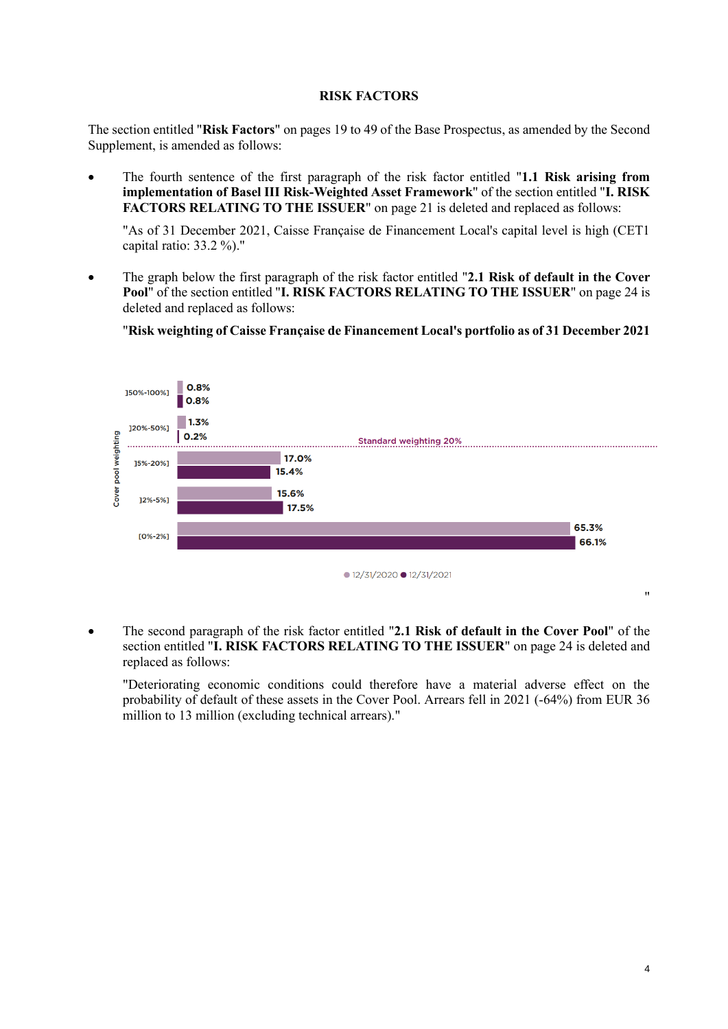# RISK FACTORS

The section entitled "**Risk Factors**" on pages 19 to 49 of the Base Prospectus, as amended by the Second Supplement, is amended as follows:

- The fourth sentence of the first paragraph of the risk factor entitled "**1.1 Risk arising from implementation of Basel III Risk-Weighted Asset Framework**" of the section entitled "**I. RISK FACTORS RELATING TO THE ISSUER**" on page 21 is deleted and replaced as follows:

  "As of 31 December 2021, Caisse Française de Financement Local's capital level is high (CET1 capital ratio: 33.2 %)."

- The graph below the first paragraph of the risk factor entitled "**2.1 Risk of default in the Cover Pool**" of the section entitled "**I. RISK FACTORS RELATING TO THE ISSUER**" on page 24 is deleted and replaced as follows:

  "**Risk weighting of Caisse Française de Financement Local's portfolio as of 31 December 2021**

| Cover pool weighting | 12/31/2020 | 12/31/2021 |
|---|---|---|
| ]50%-100%] | 0.8% | 0.8% |
| ]20%-50%] | 1.3% | 0.2% |
| Standard weighting 20% | | |
| ]5%-20%] | 17.0% | 15.4% |
| ]2%-5%] | 15.6% | 17.5% |
| [0%-2%] | 65.3% | 66.1% |

"

- The second paragraph of the risk factor entitled "**2.1 Risk of default in the Cover Pool**" of the section entitled "**I. RISK FACTORS RELATING TO THE ISSUER**" on page 24 is deleted and replaced as follows:

  "Deteriorating economic conditions could therefore have a material adverse effect on the probability of default of these assets in the Cover Pool. Arrears fell in 2021 (-64%) from EUR 36 million to 13 million (excluding technical arrears)."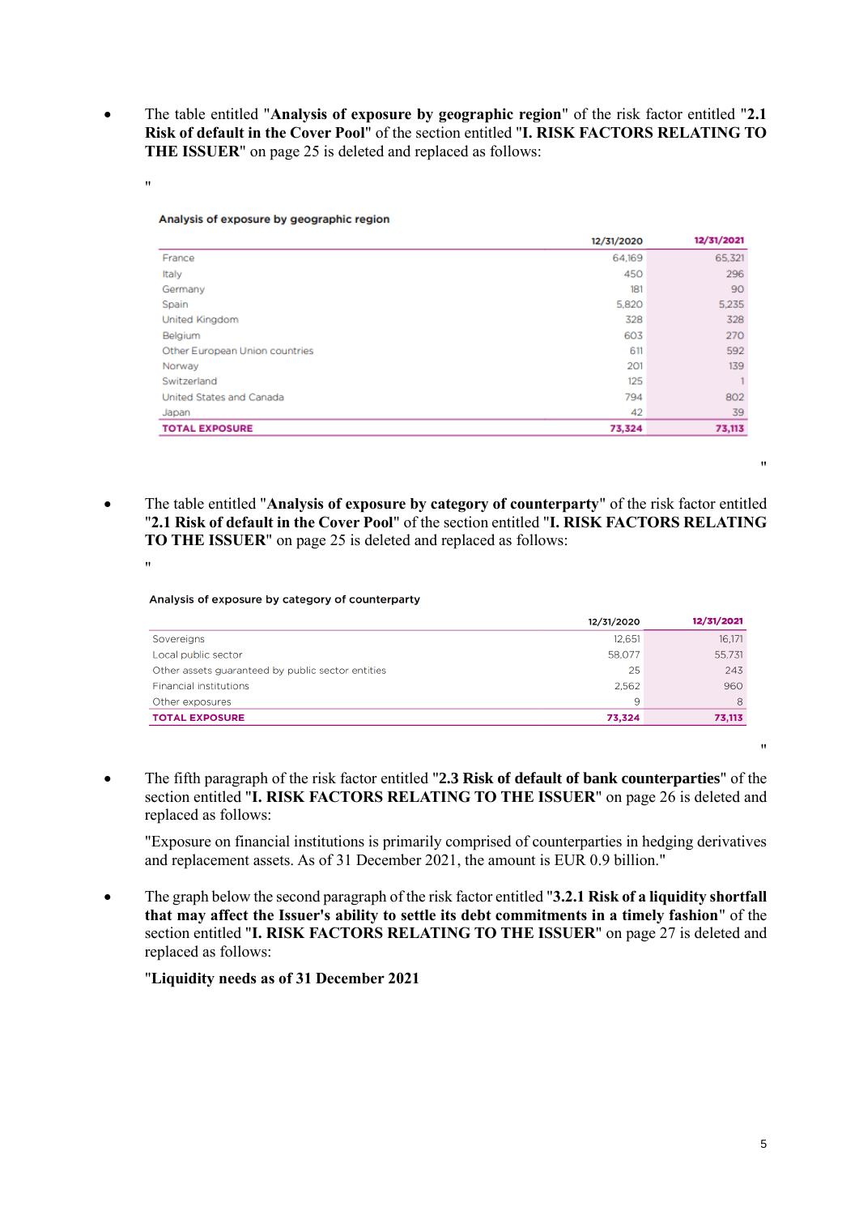- The table entitled "**Analysis of exposure by geographic region**" of the risk factor entitled "**2.1 Risk of default in the Cover Pool**" of the section entitled "**I. RISK FACTORS RELATING TO THE ISSUER**" on page 25 is deleted and replaced as follows:

"

**Analysis of exposure by geographic region**

| | 12/31/2020 | 12/31/2021 |
|---|---|---|
| France | 64,169 | 65,321 |
| Italy | 450 | 296 |
| Germany | 181 | 90 |
| Spain | 5,820 | 5,235 |
| United Kingdom | 328 | 328 |
| Belgium | 603 | 270 |
| Other European Union countries | 611 | 592 |
| Norway | 201 | 139 |
| Switzerland | 125 | 1 |
| United States and Canada | 794 | 802 |
| Japan | 42 | 39 |
| **TOTAL EXPOSURE** | **73,324** | **73,113** |

"

- The table entitled "**Analysis of exposure by category of counterparty**" of the risk factor entitled "**2.1 Risk of default in the Cover Pool**" of the section entitled "**I. RISK FACTORS RELATING TO THE ISSUER**" on page 25 is deleted and replaced as follows:

"

**Analysis of exposure by category of counterparty**

| | 12/31/2020 | 12/31/2021 |
|---|---|---|
| Sovereigns | 12,651 | 16,171 |
| Local public sector | 58,077 | 55,731 |
| Other assets guaranteed by public sector entities | 25 | 243 |
| Financial institutions | 2,562 | 960 |
| Other exposures | 9 | 8 |
| **TOTAL EXPOSURE** | **73,324** | **73,113** |

"

- The fifth paragraph of the risk factor entitled "**2.3 Risk of default of bank counterparties**" of the section entitled "**I. RISK FACTORS RELATING TO THE ISSUER**" on page 26 is deleted and replaced as follows:

  "Exposure on financial institutions is primarily comprised of counterparties in hedging derivatives and replacement assets. As of 31 December 2021, the amount is EUR 0.9 billion."

- The graph below the second paragraph of the risk factor entitled "**3.2.1 Risk of a liquidity shortfall that may affect the Issuer's ability to settle its debt commitments in a timely fashion**" of the section entitled "**I. RISK FACTORS RELATING TO THE ISSUER**" on page 27 is deleted and replaced as follows:

  "**Liquidity needs as of 31 December 2021**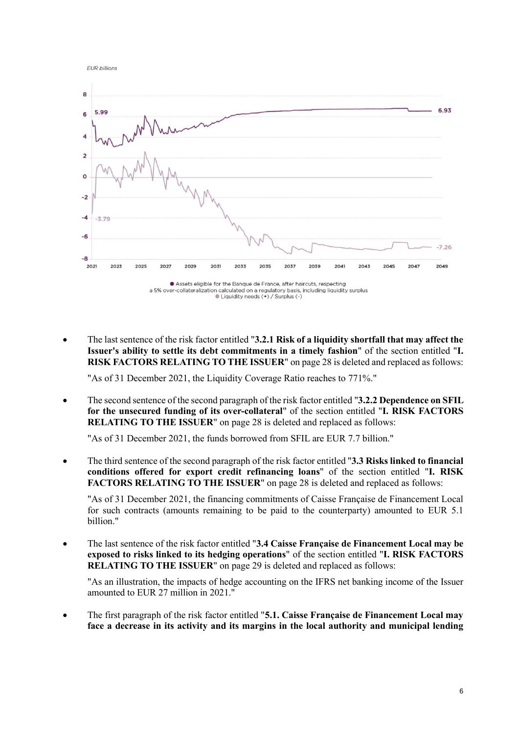EUR billions

Assets eligible for the Banque de France, after haircuts, respecting a 5% over-collateralization calculated on a regulatory basis, including liquidity surplus

Liquidity needs (+) / Surplus (-)

- The last sentence of the risk factor entitled "**3.2.1 Risk of a liquidity shortfall that may affect the Issuer's ability to settle its debt commitments in a timely fashion**" of the section entitled "**I. RISK FACTORS RELATING TO THE ISSUER**" on page 28 is deleted and replaced as follows:

  "As of 31 December 2021, the Liquidity Coverage Ratio reaches to 771%."

- The second sentence of the second paragraph of the risk factor entitled "**3.2.2 Dependence on SFIL for the unsecured funding of its over-collateral**" of the section entitled "**I. RISK FACTORS RELATING TO THE ISSUER**" on page 28 is deleted and replaced as follows:

  "As of 31 December 2021, the funds borrowed from SFIL are EUR 7.7 billion."

- The third sentence of the second paragraph of the risk factor entitled "**3.3 Risks linked to financial conditions offered for export credit refinancing loans**" of the section entitled "**I. RISK FACTORS RELATING TO THE ISSUER**" on page 28 is deleted and replaced as follows:

  "As of 31 December 2021, the financing commitments of Caisse Française de Financement Local for such contracts (amounts remaining to be paid to the counterparty) amounted to EUR 5.1 billion."

- The last sentence of the risk factor entitled "**3.4 Caisse Française de Financement Local may be exposed to risks linked to its hedging operations**" of the section entitled "**I. RISK FACTORS RELATING TO THE ISSUER**" on page 29 is deleted and replaced as follows:

  "As an illustration, the impacts of hedge accounting on the IFRS net banking income of the Issuer amounted to EUR 27 million in 2021."

- The first paragraph of the risk factor entitled "**5.1. Caisse Française de Financement Local may face a decrease in its activity and its margins in the local authority and municipal lending**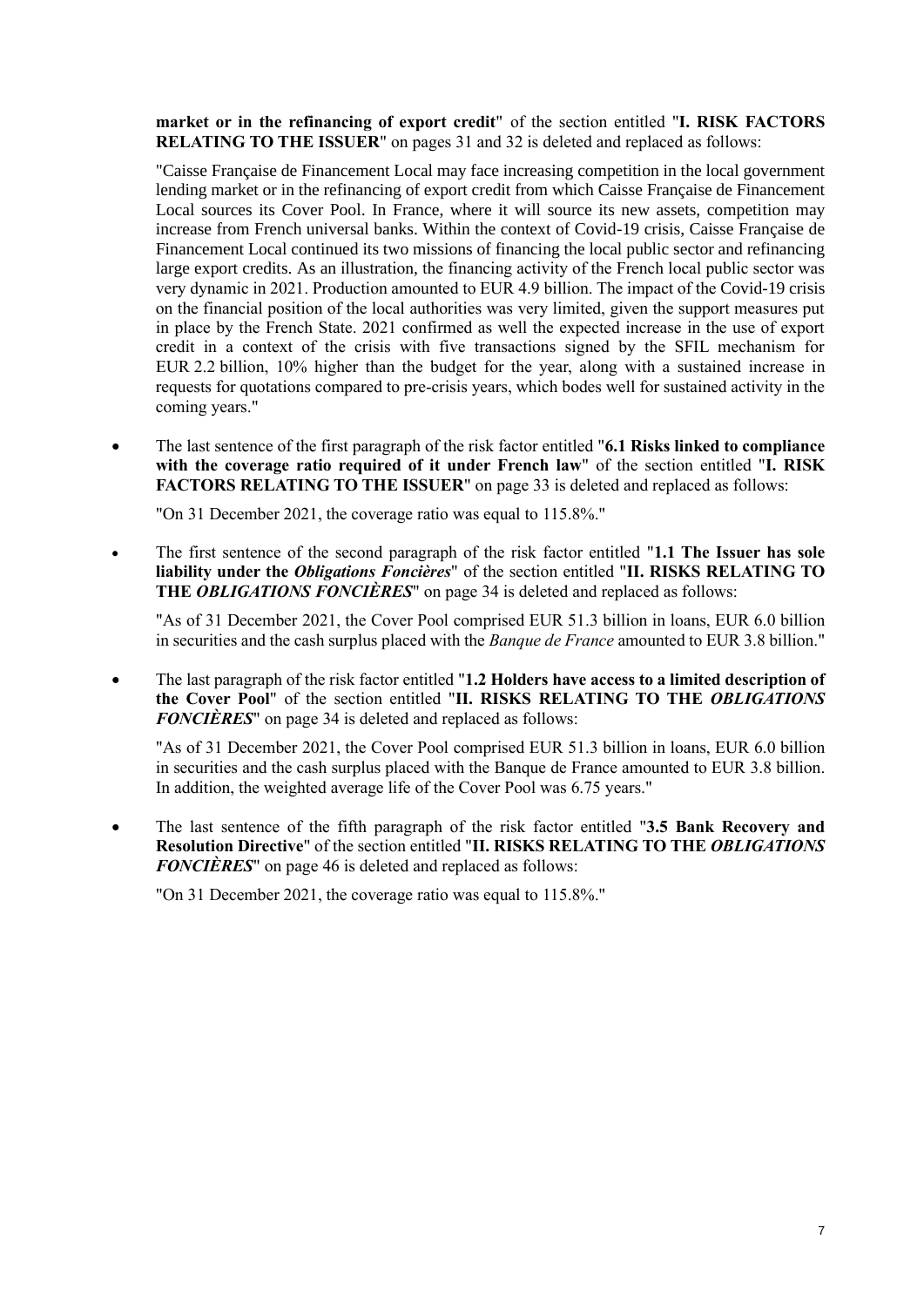**market or in the refinancing of export credit**" of the section entitled "**I. RISK FACTORS RELATING TO THE ISSUER**" on pages 31 and 32 is deleted and replaced as follows:

"Caisse Française de Financement Local may face increasing competition in the local government lending market or in the refinancing of export credit from which Caisse Française de Financement Local sources its Cover Pool. In France, where it will source its new assets, competition may increase from French universal banks. Within the context of Covid-19 crisis, Caisse Française de Financement Local continued its two missions of financing the local public sector and refinancing large export credits. As an illustration, the financing activity of the French local public sector was very dynamic in 2021. Production amounted to EUR 4.9 billion. The impact of the Covid-19 crisis on the financial position of the local authorities was very limited, given the support measures put in place by the French State. 2021 confirmed as well the expected increase in the use of export credit in a context of the crisis with five transactions signed by the SFIL mechanism for EUR 2.2 billion, 10% higher than the budget for the year, along with a sustained increase in requests for quotations compared to pre-crisis years, which bodes well for sustained activity in the coming years."

- The last sentence of the first paragraph of the risk factor entitled "**6.1 Risks linked to compliance with the coverage ratio required of it under French law**" of the section entitled "**I. RISK FACTORS RELATING TO THE ISSUER**" on page 33 is deleted and replaced as follows:

  "On 31 December 2021, the coverage ratio was equal to 115.8%."

- The first sentence of the second paragraph of the risk factor entitled "**1.1 The Issuer has sole liability under the *Obligations Foncières***" of the section entitled "**II. RISKS RELATING TO THE *OBLIGATIONS FONCIÈRES***" on page 34 is deleted and replaced as follows:

  "As of 31 December 2021, the Cover Pool comprised EUR 51.3 billion in loans, EUR 6.0 billion in securities and the cash surplus placed with the *Banque de France* amounted to EUR 3.8 billion."

- The last paragraph of the risk factor entitled "**1.2 Holders have access to a limited description of the Cover Pool**" of the section entitled "**II. RISKS RELATING TO THE *OBLIGATIONS FONCIÈRES***" on page 34 is deleted and replaced as follows:

  "As of 31 December 2021, the Cover Pool comprised EUR 51.3 billion in loans, EUR 6.0 billion in securities and the cash surplus placed with the Banque de France amounted to EUR 3.8 billion. In addition, the weighted average life of the Cover Pool was 6.75 years."

- The last sentence of the fifth paragraph of the risk factor entitled "**3.5 Bank Recovery and Resolution Directive**" of the section entitled "**II. RISKS RELATING TO THE *OBLIGATIONS FONCIÈRES***" on page 46 is deleted and replaced as follows:

  "On 31 December 2021, the coverage ratio was equal to 115.8%."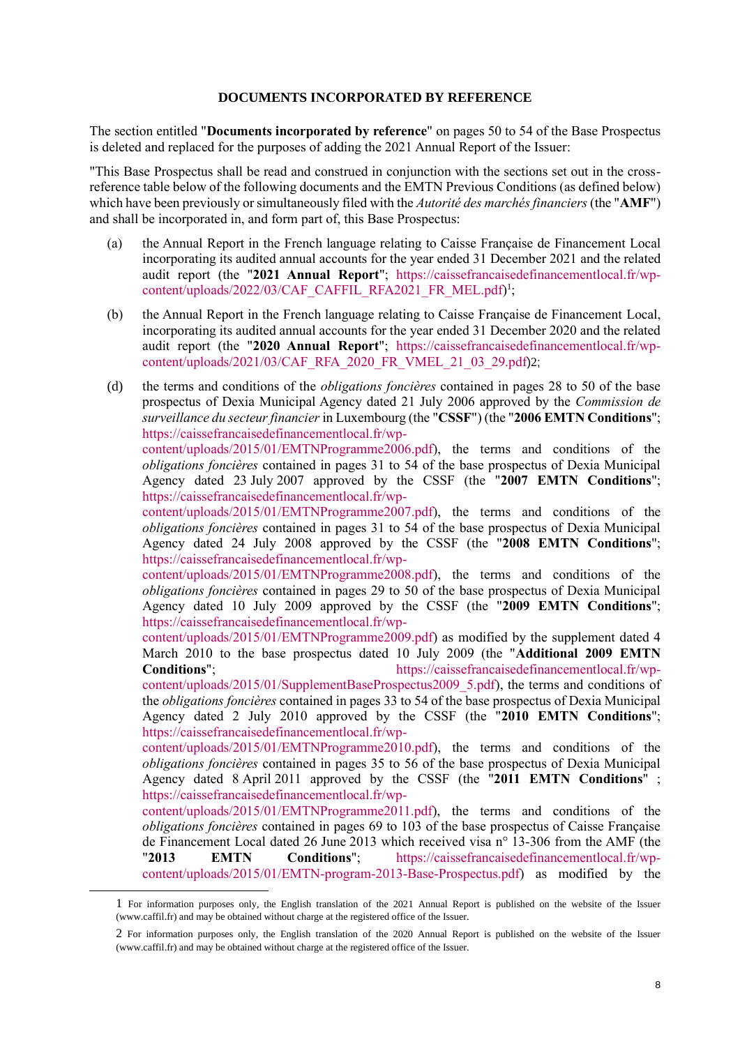## DOCUMENTS INCORPORATED BY REFERENCE

The section entitled "**Documents incorporated by reference**" on pages 50 to 54 of the Base Prospectus is deleted and replaced for the purposes of adding the 2021 Annual Report of the Issuer:

"This Base Prospectus shall be read and construed in conjunction with the sections set out in the cross-reference table below of the following documents and the EMTN Previous Conditions (as defined below) which have been previously or simultaneously filed with the *Autorité des marchés financiers* (the "**AMF**") and shall be incorporated in, and form part of, this Base Prospectus:

(a) the Annual Report in the French language relating to Caisse Française de Financement Local incorporating its audited annual accounts for the year ended 31 December 2021 and the related audit report (the "**2021 Annual Report**"; https://caissefrancaisedefinancementlocal.fr/wp-content/uploads/2022/03/CAF_CAFFIL_RFA2021_FR_MEL.pdf)[1];

(b) the Annual Report in the French language relating to Caisse Française de Financement Local, incorporating its audited annual accounts for the year ended 31 December 2020 and the related audit report (the "**2020 Annual Report**"; https://caissefrancaisedefinancementlocal.fr/wp-content/uploads/2021/03/CAF_RFA_2020_FR_VMEL_21_03_29.pdf)2;

(d) the terms and conditions of the *obligations foncières* contained in pages 28 to 50 of the base prospectus of Dexia Municipal Agency dated 21 July 2006 approved by the *Commission de surveillance du secteur financier* in Luxembourg (the "**CSSF**") (the "**2006 EMTN Conditions**"; https://caissefrancaisedefinancementlocal.fr/wp-content/uploads/2015/01/EMTNProgramme2006.pdf), the terms and conditions of the *obligations foncières* contained in pages 31 to 54 of the base prospectus of Dexia Municipal Agency dated 23 July 2007 approved by the CSSF (the "**2007 EMTN Conditions**"; https://caissefrancaisedefinancementlocal.fr/wp-content/uploads/2015/01/EMTNProgramme2007.pdf), the terms and conditions of the *obligations foncières* contained in pages 31 to 54 of the base prospectus of Dexia Municipal Agency dated 24 July 2008 approved by the CSSF (the "**2008 EMTN Conditions**"; https://caissefrancaisedefinancementlocal.fr/wp-content/uploads/2015/01/EMTNProgramme2008.pdf), the terms and conditions of the *obligations foncières* contained in pages 29 to 50 of the base prospectus of Dexia Municipal Agency dated 10 July 2009 approved by the CSSF (the "**2009 EMTN Conditions**"; https://caissefrancaisedefinancementlocal.fr/wp-content/uploads/2015/01/EMTNProgramme2009.pdf) as modified by the supplement dated 4 March 2010 to the base prospectus dated 10 July 2009 (the "**Additional 2009 EMTN Conditions**"; https://caissefrancaisedefinancementlocal.fr/wp-content/uploads/2015/01/SupplementBaseProspectus2009_5.pdf), the terms and conditions of the *obligations foncières* contained in pages 33 to 54 of the base prospectus of Dexia Municipal Agency dated 2 July 2010 approved by the CSSF (the "**2010 EMTN Conditions**"; https://caissefrancaisedefinancementlocal.fr/wp-content/uploads/2015/01/EMTNProgramme2010.pdf), the terms and conditions of the *obligations foncières* contained in pages 35 to 56 of the base prospectus of Dexia Municipal Agency dated 8 April 2011 approved by the CSSF (the "**2011 EMTN Conditions**" ; https://caissefrancaisedefinancementlocal.fr/wp-content/uploads/2015/01/EMTNProgramme2011.pdf), the terms and conditions of the *obligations foncières* contained in pages 69 to 103 of the base prospectus of Caisse Française de Financement Local dated 26 June 2013 which received visa n° 13-306 from the AMF (the "**2013 EMTN Conditions**"; https://caissefrancaisedefinancementlocal.fr/wp-content/uploads/2015/01/EMTN-program-2013-Base-Prospectus.pdf) as modified by the

---

1 For information purposes only, the English translation of the 2021 Annual Report is published on the website of the Issuer (www.caffil.fr) and may be obtained without charge at the registered office of the Issuer.

2 For information purposes only, the English translation of the 2020 Annual Report is published on the website of the Issuer (www.caffil.fr) and may be obtained without charge at the registered office of the Issuer.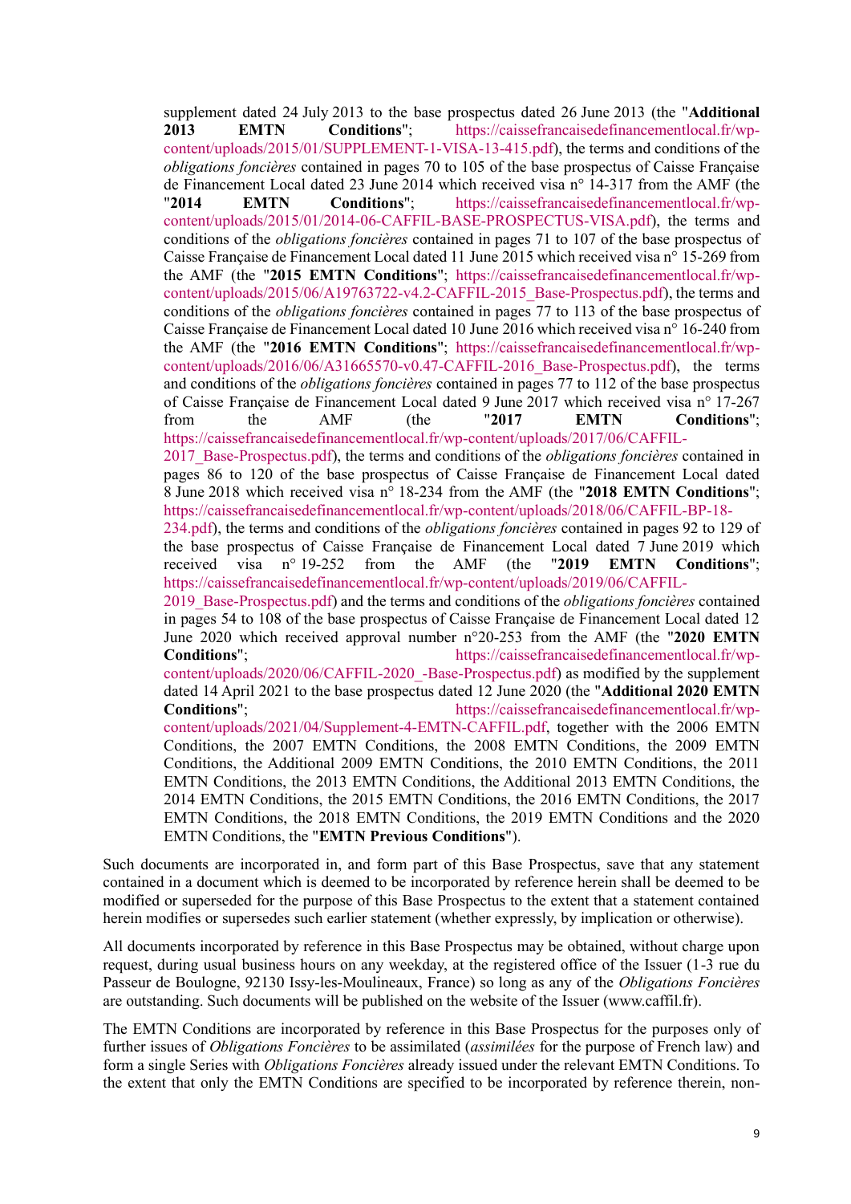supplement dated 24 July 2013 to the base prospectus dated 26 June 2013 (the "**Additional 2013 EMTN Conditions**"; https://caissefrancaisedefinancementlocal.fr/wp-content/uploads/2015/01/SUPPLEMENT-1-VISA-13-415.pdf), the terms and conditions of the *obligations foncières* contained in pages 70 to 105 of the base prospectus of Caisse Française de Financement Local dated 23 June 2014 which received visa n° 14-317 from the AMF (the "**2014 EMTN Conditions**"; https://caissefrancaisedefinancementlocal.fr/wp-content/uploads/2015/01/2014-06-CAFFIL-BASE-PROSPECTUS-VISA.pdf), the terms and conditions of the *obligations foncières* contained in pages 71 to 107 of the base prospectus of Caisse Française de Financement Local dated 11 June 2015 which received visa n° 15-269 from the AMF (the "**2015 EMTN Conditions**"; https://caissefrancaisedefinancementlocal.fr/wp-content/uploads/2015/06/A19763722-v4.2-CAFFIL-2015_Base-Prospectus.pdf), the terms and conditions of the *obligations foncières* contained in pages 77 to 113 of the base prospectus of Caisse Française de Financement Local dated 10 June 2016 which received visa n° 16-240 from the AMF (the "**2016 EMTN Conditions**"; https://caissefrancaisedefinancementlocal.fr/wp-content/uploads/2016/06/A31665570-v0.47-CAFFIL-2016_Base-Prospectus.pdf), the terms and conditions of the *obligations foncières* contained in pages 77 to 112 of the base prospectus of Caisse Française de Financement Local dated 9 June 2017 which received visa n° 17-267 from the AMF (the "**2017 EMTN Conditions**"; https://caissefrancaisedefinancementlocal.fr/wp-content/uploads/2017/06/CAFFIL-2017_Base-Prospectus.pdf), the terms and conditions of the *obligations foncières* contained in pages 86 to 120 of the base prospectus of Caisse Française de Financement Local dated 8 June 2018 which received visa n° 18-234 from the AMF (the "**2018 EMTN Conditions**"; https://caissefrancaisedefinancementlocal.fr/wp-content/uploads/2018/06/CAFFIL-BP-18-234.pdf), the terms and conditions of the *obligations foncières* contained in pages 92 to 129 of the base prospectus of Caisse Française de Financement Local dated 7 June 2019 which received visa n° 19-252 from the AMF (the "**2019 EMTN Conditions**"; https://caissefrancaisedefinancementlocal.fr/wp-content/uploads/2019/06/CAFFIL-2019_Base-Prospectus.pdf) and the terms and conditions of the *obligations foncières* contained in pages 54 to 108 of the base prospectus of Caisse Française de Financement Local dated 12 June 2020 which received approval number n°20-253 from the AMF (the "**2020 EMTN Conditions**"; https://caissefrancaisedefinancementlocal.fr/wp-content/uploads/2020/06/CAFFIL-2020_-Base-Prospectus.pdf) as modified by the supplement dated 14 April 2021 to the base prospectus dated 12 June 2020 (the "**Additional 2020 EMTN Conditions**"; https://caissefrancaisedefinancementlocal.fr/wp-content/uploads/2021/04/Supplement-4-EMTN-CAFFIL.pdf, together with the 2006 EMTN Conditions, the 2007 EMTN Conditions, the 2008 EMTN Conditions, the 2009 EMTN Conditions, the Additional 2009 EMTN Conditions, the 2010 EMTN Conditions, the 2011 EMTN Conditions, the 2013 EMTN Conditions, the Additional 2013 EMTN Conditions, the 2014 EMTN Conditions, the 2015 EMTN Conditions, the 2016 EMTN Conditions, the 2017 EMTN Conditions, the 2018 EMTN Conditions, the 2019 EMTN Conditions and the 2020 EMTN Conditions, the "**EMTN Previous Conditions**").

Such documents are incorporated in, and form part of this Base Prospectus, save that any statement contained in a document which is deemed to be incorporated by reference herein shall be deemed to be modified or superseded for the purpose of this Base Prospectus to the extent that a statement contained herein modifies or supersedes such earlier statement (whether expressly, by implication or otherwise).

All documents incorporated by reference in this Base Prospectus may be obtained, without charge upon request, during usual business hours on any weekday, at the registered office of the Issuer (1-3 rue du Passeur de Boulogne, 92130 Issy-les-Moulineaux, France) so long as any of the *Obligations Foncières* are outstanding. Such documents will be published on the website of the Issuer (www.caffil.fr).

The EMTN Conditions are incorporated by reference in this Base Prospectus for the purposes only of further issues of *Obligations Foncières* to be assimilated (*assimilées* for the purpose of French law) and form a single Series with *Obligations Foncières* already issued under the relevant EMTN Conditions. To the extent that only the EMTN Conditions are specified to be incorporated by reference therein, non-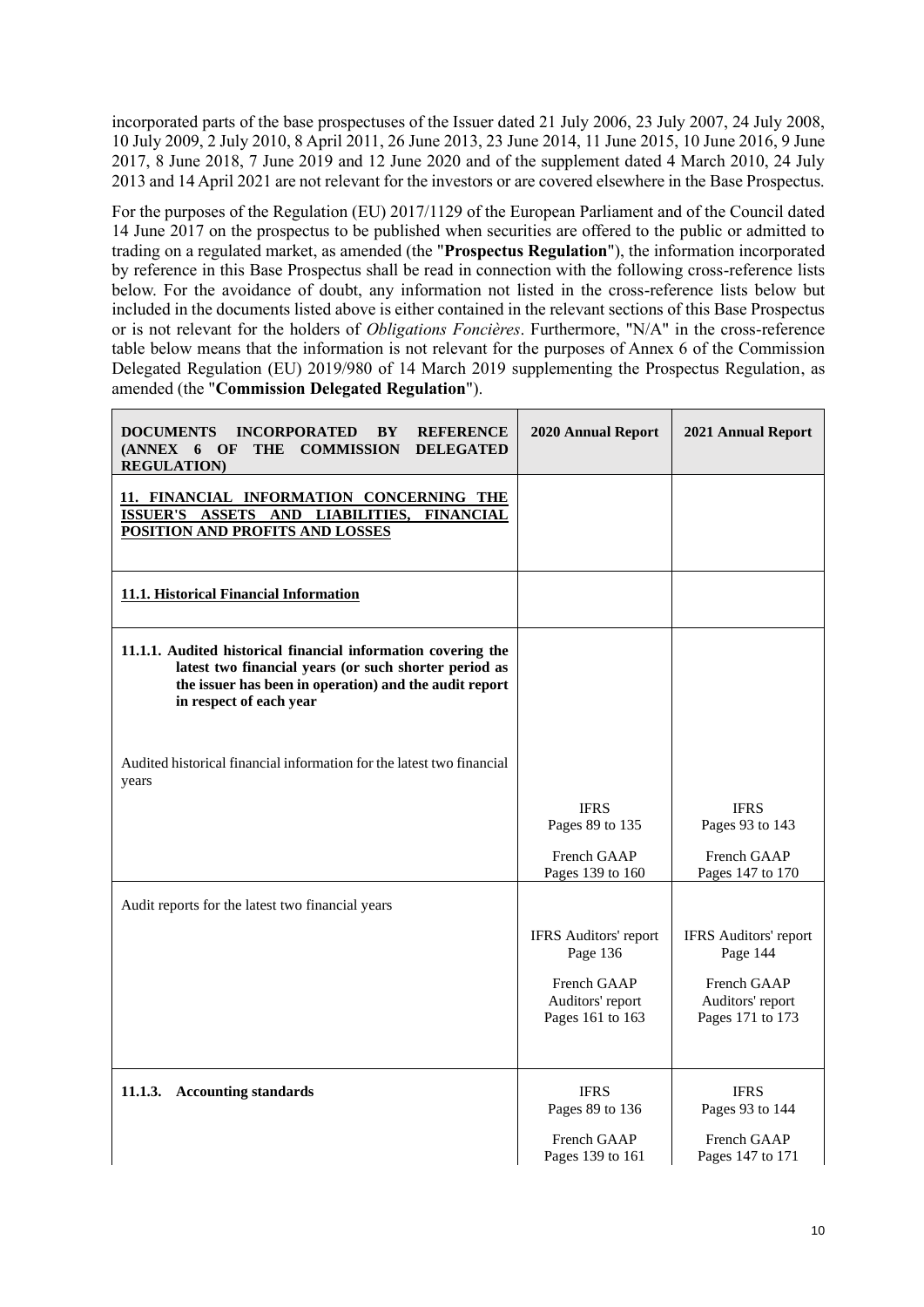incorporated parts of the base prospectuses of the Issuer dated 21 July 2006, 23 July 2007, 24 July 2008, 10 July 2009, 2 July 2010, 8 April 2011, 26 June 2013, 23 June 2014, 11 June 2015, 10 June 2016, 9 June 2017, 8 June 2018, 7 June 2019 and 12 June 2020 and of the supplement dated 4 March 2010, 24 July 2013 and 14 April 2021 are not relevant for the investors or are covered elsewhere in the Base Prospectus.

For the purposes of the Regulation (EU) 2017/1129 of the European Parliament and of the Council dated 14 June 2017 on the prospectus to be published when securities are offered to the public or admitted to trading on a regulated market, as amended (the "**Prospectus Regulation**"), the information incorporated by reference in this Base Prospectus shall be read in connection with the following cross-reference lists below. For the avoidance of doubt, any information not listed in the cross-reference lists below but included in the documents listed above is either contained in the relevant sections of this Base Prospectus or is not relevant for the holders of *Obligations Foncières*. Furthermore, "N/A" in the cross-reference table below means that the information is not relevant for the purposes of Annex 6 of the Commission Delegated Regulation (EU) 2019/980 of 14 March 2019 supplementing the Prospectus Regulation, as amended (the "**Commission Delegated Regulation**").

| **DOCUMENTS INCORPORATED BY REFERENCE (ANNEX 6 OF THE COMMISSION DELEGATED REGULATION)** | **2020 Annual Report** | **2021 Annual Report** |
|---|---|---|
| **11. FINANCIAL INFORMATION CONCERNING THE ISSUER'S ASSETS AND LIABILITIES, FINANCIAL POSITION AND PROFITS AND LOSSES** | | |
| **11.1. Historical Financial Information** | | |
| **11.1.1. Audited historical financial information covering the latest two financial years (or such shorter period as the issuer has been in operation) and the audit report in respect of each year** | | |
| Audited historical financial information for the latest two financial years | | |
| | IFRS<br>Pages 89 to 135<br><br>French GAAP<br>Pages 139 to 160 | IFRS<br>Pages 93 to 143<br><br>French GAAP<br>Pages 147 to 170 |
| Audit reports for the latest two financial years | | |
| | IFRS Auditors' report<br>Page 136<br><br>French GAAP<br>Auditors' report<br>Pages 161 to 163 | IFRS Auditors' report<br>Page 144<br><br>French GAAP<br>Auditors' report<br>Pages 171 to 173 |
| **11.1.3. Accounting standards** | IFRS<br>Pages 89 to 136<br><br>French GAAP<br>Pages 139 to 161 | IFRS<br>Pages 93 to 144<br><br>French GAAP<br>Pages 147 to 171 |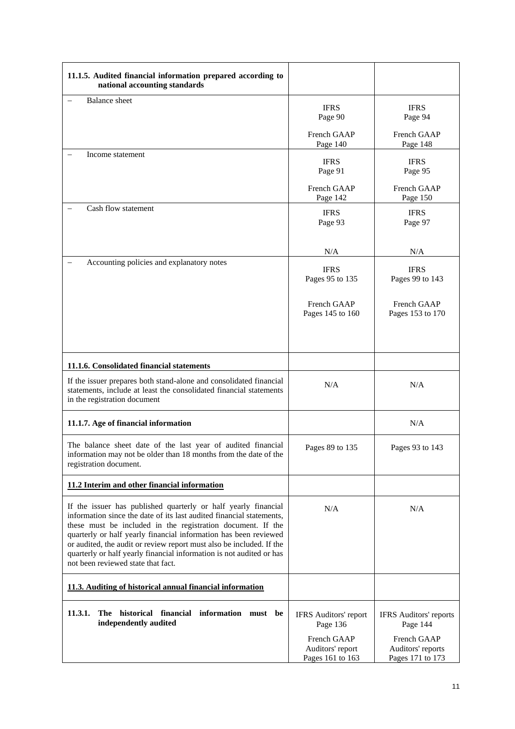| 11.1.5. Audited financial information prepared according to national accounting standards | | |
|---|---|---|
| – Balance sheet | IFRS<br>Page 90<br><br>French GAAP<br>Page 140 | IFRS<br>Page 94<br><br>French GAAP<br>Page 148 |
| – Income statement | IFRS<br>Page 91<br><br>French GAAP<br>Page 142 | IFRS<br>Page 95<br><br>French GAAP<br>Page 150 |
| – Cash flow statement | IFRS<br>Page 93<br><br>N/A | IFRS<br>Page 97<br><br>N/A |
| – Accounting policies and explanatory notes | IFRS<br>Pages 95 to 135<br><br>French GAAP<br>Pages 145 to 160 | IFRS<br>Pages 99 to 143<br><br>French GAAP<br>Pages 153 to 170 |
| **11.1.6. Consolidated financial statements** | | |
| If the issuer prepares both stand-alone and consolidated financial statements, include at least the consolidated financial statements in the registration document | N/A | N/A |
| **11.1.7. Age of financial information** | | N/A |
| The balance sheet date of the last year of audited financial information may not be older than 18 months from the date of the registration document. | Pages 89 to 135 | Pages 93 to 143 |
| **11.2 Interim and other financial information** | | |
| If the issuer has published quarterly or half yearly financial information since the date of its last audited financial statements, these must be included in the registration document. If the quarterly or half yearly financial information has been reviewed or audited, the audit or review report must also be included. If the quarterly or half yearly financial information is not audited or has not been reviewed state that fact. | N/A | N/A |
| **11.3. Auditing of historical annual financial information** | | |
| **11.3.1. The historical financial information must be independently audited** | IFRS Auditors' report<br>Page 136<br><br>French GAAP<br>Auditors' report<br>Pages 161 to 163 | IFRS Auditors' reports<br>Page 144<br><br>French GAAP<br>Auditors' reports<br>Pages 171 to 173 |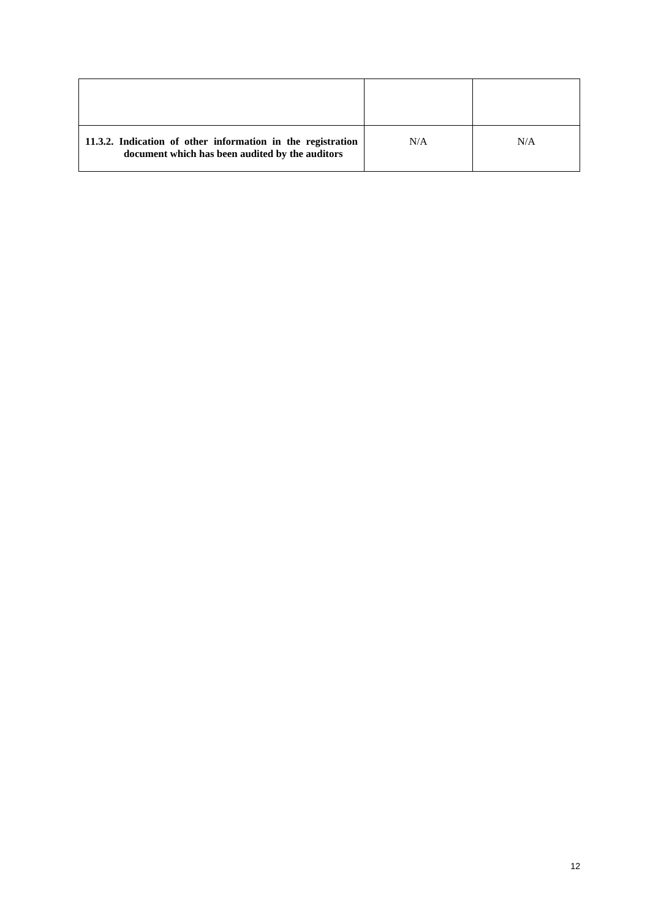| | | |
|---|---|---|
| **11.3.2. Indication of other information in the registration document which has been audited by the auditors** | N/A | N/A |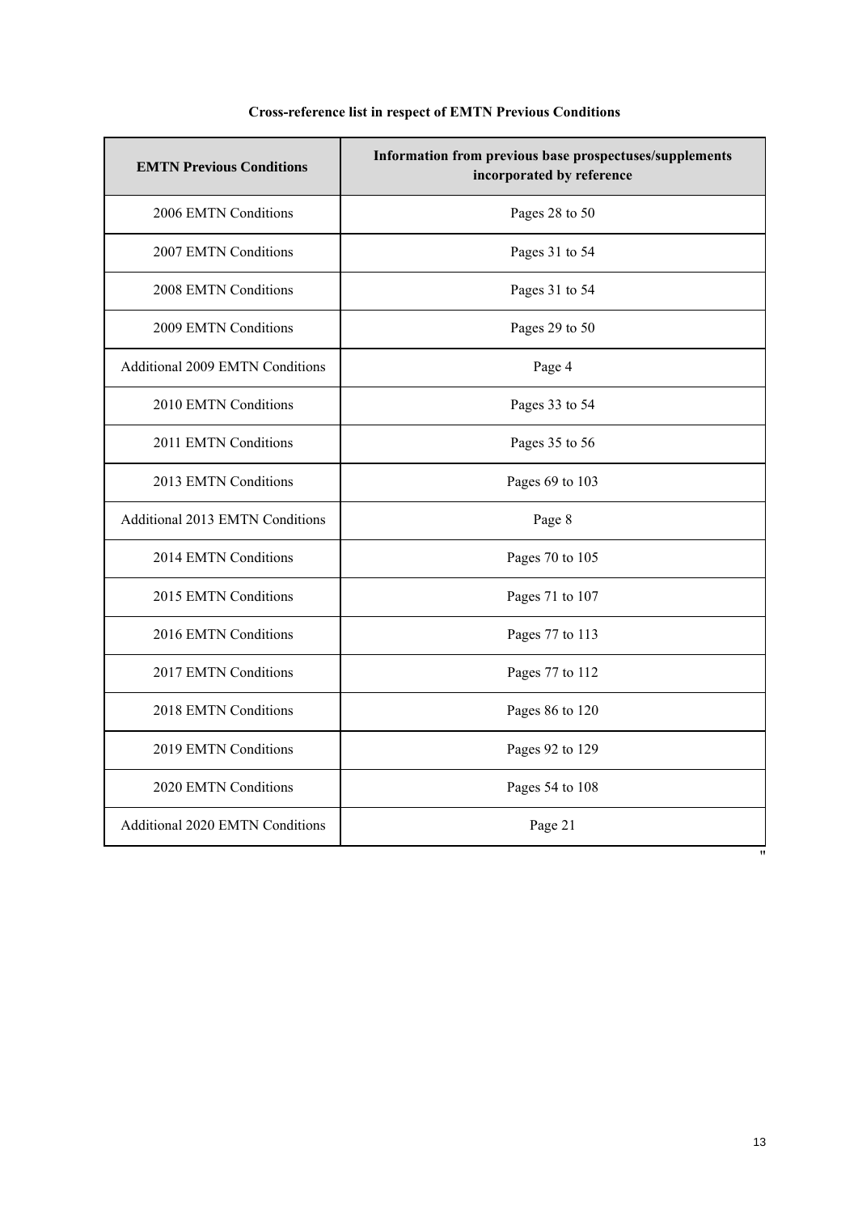**Cross-reference list in respect of EMTN Previous Conditions**

| EMTN Previous Conditions | Information from previous base prospectuses/supplements incorporated by reference |
|---|---|
| 2006 EMTN Conditions | Pages 28 to 50 |
| 2007 EMTN Conditions | Pages 31 to 54 |
| 2008 EMTN Conditions | Pages 31 to 54 |
| 2009 EMTN Conditions | Pages 29 to 50 |
| Additional 2009 EMTN Conditions | Page 4 |
| 2010 EMTN Conditions | Pages 33 to 54 |
| 2011 EMTN Conditions | Pages 35 to 56 |
| 2013 EMTN Conditions | Pages 69 to 103 |
| Additional 2013 EMTN Conditions | Page 8 |
| 2014 EMTN Conditions | Pages 70 to 105 |
| 2015 EMTN Conditions | Pages 71 to 107 |
| 2016 EMTN Conditions | Pages 77 to 113 |
| 2017 EMTN Conditions | Pages 77 to 112 |
| 2018 EMTN Conditions | Pages 86 to 120 |
| 2019 EMTN Conditions | Pages 92 to 129 |
| 2020 EMTN Conditions | Pages 54 to 108 |
| Additional 2020 EMTN Conditions | Page 21 |

"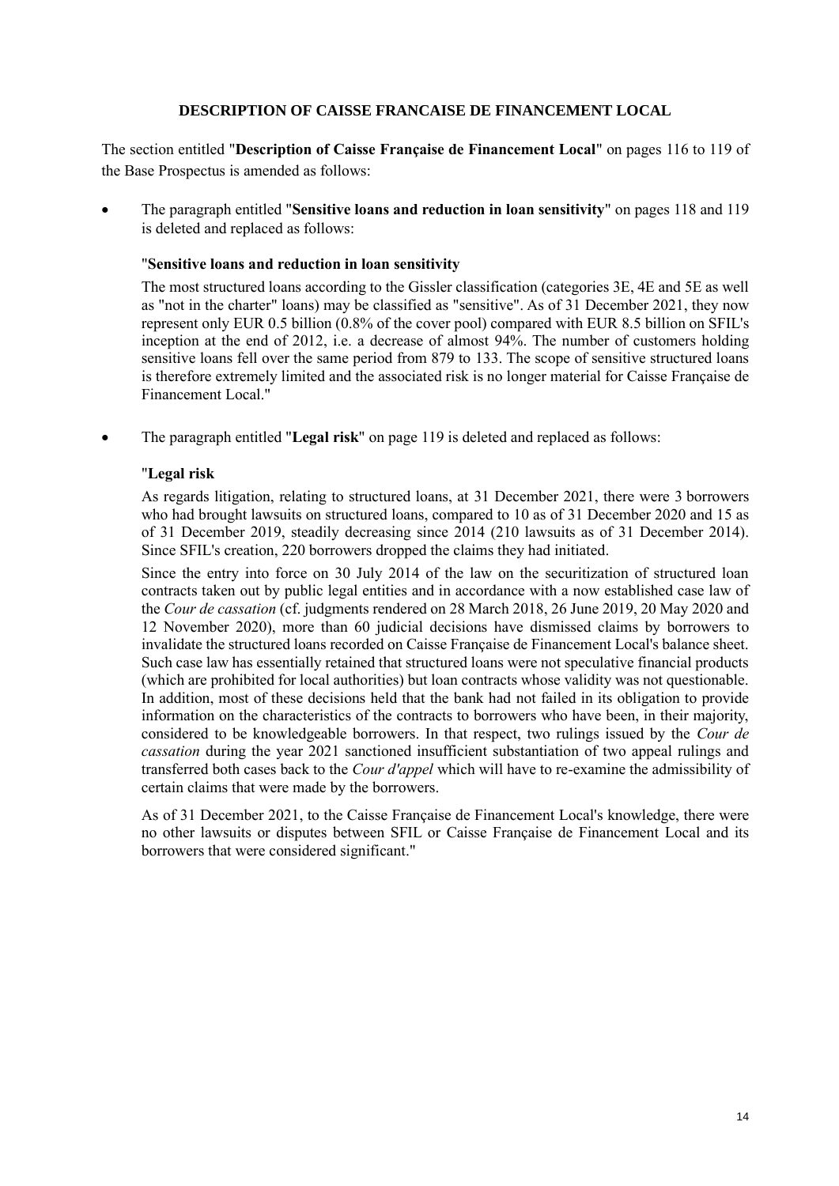## DESCRIPTION OF CAISSE FRANCAISE DE FINANCEMENT LOCAL

The section entitled "**Description of Caisse Française de Financement Local**" on pages 116 to 119 of the Base Prospectus is amended as follows:

- The paragraph entitled "**Sensitive loans and reduction in loan sensitivity**" on pages 118 and 119 is deleted and replaced as follows:

  "**Sensitive loans and reduction in loan sensitivity**

  The most structured loans according to the Gissler classification (categories 3E, 4E and 5E as well as "not in the charter" loans) may be classified as "sensitive". As of 31 December 2021, they now represent only EUR 0.5 billion (0.8% of the cover pool) compared with EUR 8.5 billion on SFIL's inception at the end of 2012, i.e. a decrease of almost 94%. The number of customers holding sensitive loans fell over the same period from 879 to 133. The scope of sensitive structured loans is therefore extremely limited and the associated risk is no longer material for Caisse Française de Financement Local."

- The paragraph entitled "**Legal risk**" on page 119 is deleted and replaced as follows:

  "**Legal risk**

  As regards litigation, relating to structured loans, at 31 December 2021, there were 3 borrowers who had brought lawsuits on structured loans, compared to 10 as of 31 December 2020 and 15 as of 31 December 2019, steadily decreasing since 2014 (210 lawsuits as of 31 December 2014). Since SFIL's creation, 220 borrowers dropped the claims they had initiated.

  Since the entry into force on 30 July 2014 of the law on the securitization of structured loan contracts taken out by public legal entities and in accordance with a now established case law of the *Cour de cassation* (cf. judgments rendered on 28 March 2018, 26 June 2019, 20 May 2020 and 12 November 2020), more than 60 judicial decisions have dismissed claims by borrowers to invalidate the structured loans recorded on Caisse Française de Financement Local's balance sheet. Such case law has essentially retained that structured loans were not speculative financial products (which are prohibited for local authorities) but loan contracts whose validity was not questionable. In addition, most of these decisions held that the bank had not failed in its obligation to provide information on the characteristics of the contracts to borrowers who have been, in their majority, considered to be knowledgeable borrowers. In that respect, two rulings issued by the *Cour de cassation* during the year 2021 sanctioned insufficient substantiation of two appeal rulings and transferred both cases back to the *Cour d'appel* which will have to re-examine the admissibility of certain claims that were made by the borrowers.

  As of 31 December 2021, to the Caisse Française de Financement Local's knowledge, there were no other lawsuits or disputes between SFIL or Caisse Française de Financement Local and its borrowers that were considered significant."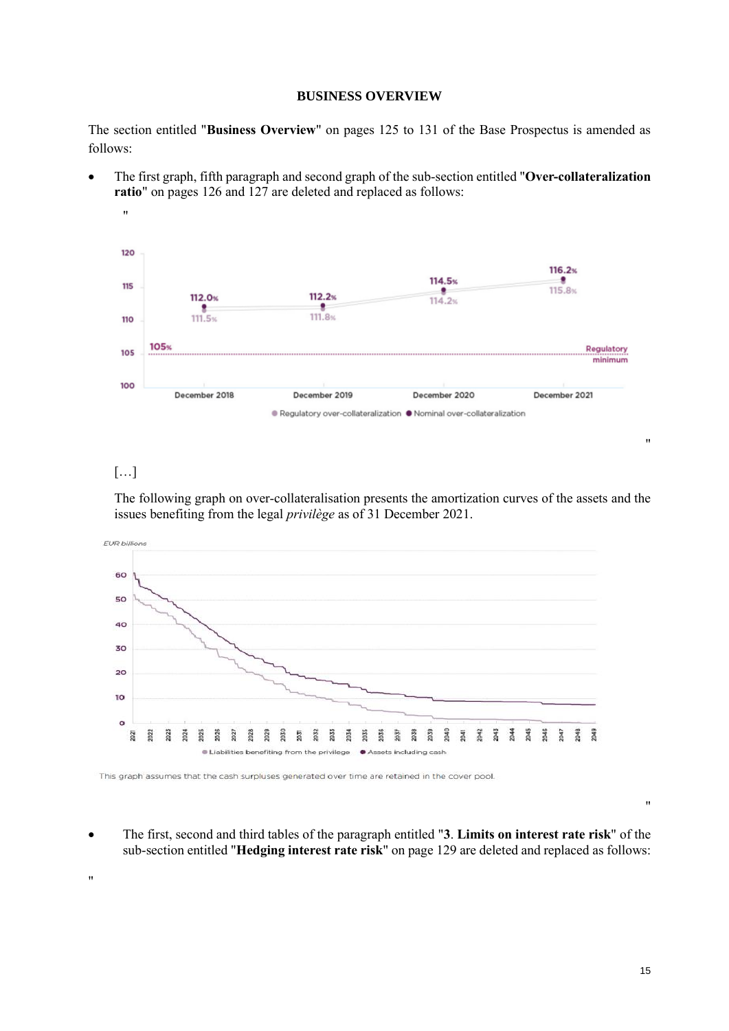**BUSINESS OVERVIEW**

The section entitled "**Business Overview**" on pages 125 to 131 of the Base Prospectus is amended as follows:

- The first graph, fifth paragraph and second graph of the sub-section entitled "**Over-collateralization ratio**" on pages 126 and 127 are deleted and replaced as follows:

"

"

[…]

The following graph on over-collateralisation presents the amortization curves of the assets and the issues benefiting from the legal *privilège* as of 31 December 2021.

This graph assumes that the cash surpluses generated over time are retained in the cover pool.

"

- The first, second and third tables of the paragraph entitled "**3. Limits on interest rate risk**" of the sub-section entitled "**Hedging interest rate risk**" on page 129 are deleted and replaced as follows:

"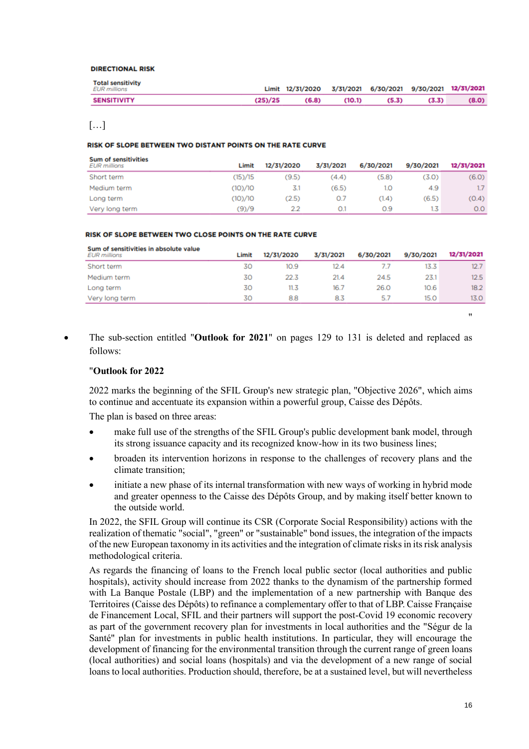**DIRECTIONAL RISK**

| Total sensitivity *EUR millions* | Limit | 12/31/2020 | 3/31/2021 | 6/30/2021 | 9/30/2021 | 12/31/2021 |
|---|---|---|---|---|---|---|
| **SENSITIVITY** | **(25)/25** | **(6.8)** | **(10.1)** | **(5.3)** | **(3.3)** | **(8.0)** |

[…]

**RISK OF SLOPE BETWEEN TWO DISTANT POINTS ON THE RATE CURVE**

| Sum of sensitivities *EUR millions* | Limit | 12/31/2020 | 3/31/2021 | 6/30/2021 | 9/30/2021 | 12/31/2021 |
|---|---|---|---|---|---|---|
| Short term | (15)/15 | (9.5) | (4.4) | (5.8) | (3.0) | (6.0) |
| Medium term | (10)/10 | 3.1 | (6.5) | 1.0 | 4.9 | 1.7 |
| Long term | (10)/10 | (2.5) | 0.7 | (1.4) | (6.5) | (0.4) |
| Very long term | (9)/9 | 2.2 | 0.1 | 0.9 | 1.3 | 0.0 |

**RISK OF SLOPE BETWEEN TWO CLOSE POINTS ON THE RATE CURVE**

| Sum of sensitivities in absolute value *EUR millions* | Limit | 12/31/2020 | 3/31/2021 | 6/30/2021 | 9/30/2021 | 12/31/2021 |
|---|---|---|---|---|---|---|
| Short term | 30 | 10.9 | 12.4 | 7.7 | 13.3 | 12.7 |
| Medium term | 30 | 22.3 | 21.4 | 24.5 | 23.1 | 12.5 |
| Long term | 30 | 11.3 | 16.7 | 26.0 | 10.6 | 18.2 |
| Very long term | 30 | 8.8 | 8.3 | 5.7 | 15.0 | 13.0 |

"

- The sub-section entitled "**Outlook for 2021**" on pages 129 to 131 is deleted and replaced as follows:

"**Outlook for 2022**

2022 marks the beginning of the SFIL Group's new strategic plan, "Objective 2026", which aims to continue and accentuate its expansion within a powerful group, Caisse des Dépôts.

The plan is based on three areas:

- make full use of the strengths of the SFIL Group's public development bank model, through its strong issuance capacity and its recognized know-how in its two business lines;
- broaden its intervention horizons in response to the challenges of recovery plans and the climate transition;
- initiate a new phase of its internal transformation with new ways of working in hybrid mode and greater openness to the Caisse des Dépôts Group, and by making itself better known to the outside world.

In 2022, the SFIL Group will continue its CSR (Corporate Social Responsibility) actions with the realization of thematic "social", "green" or "sustainable" bond issues, the integration of the impacts of the new European taxonomy in its activities and the integration of climate risks in its risk analysis methodological criteria.

As regards the financing of loans to the French local public sector (local authorities and public hospitals), activity should increase from 2022 thanks to the dynamism of the partnership formed with La Banque Postale (LBP) and the implementation of a new partnership with Banque des Territoires (Caisse des Dépôts) to refinance a complementary offer to that of LBP. Caisse Française de Financement Local, SFIL and their partners will support the post-Covid 19 economic recovery as part of the government recovery plan for investments in local authorities and the "Ségur de la Santé" plan for investments in public health institutions. In particular, they will encourage the development of financing for the environmental transition through the current range of green loans (local authorities) and social loans (hospitals) and via the development of a new range of social loans to local authorities. Production should, therefore, be at a sustained level, but will nevertheless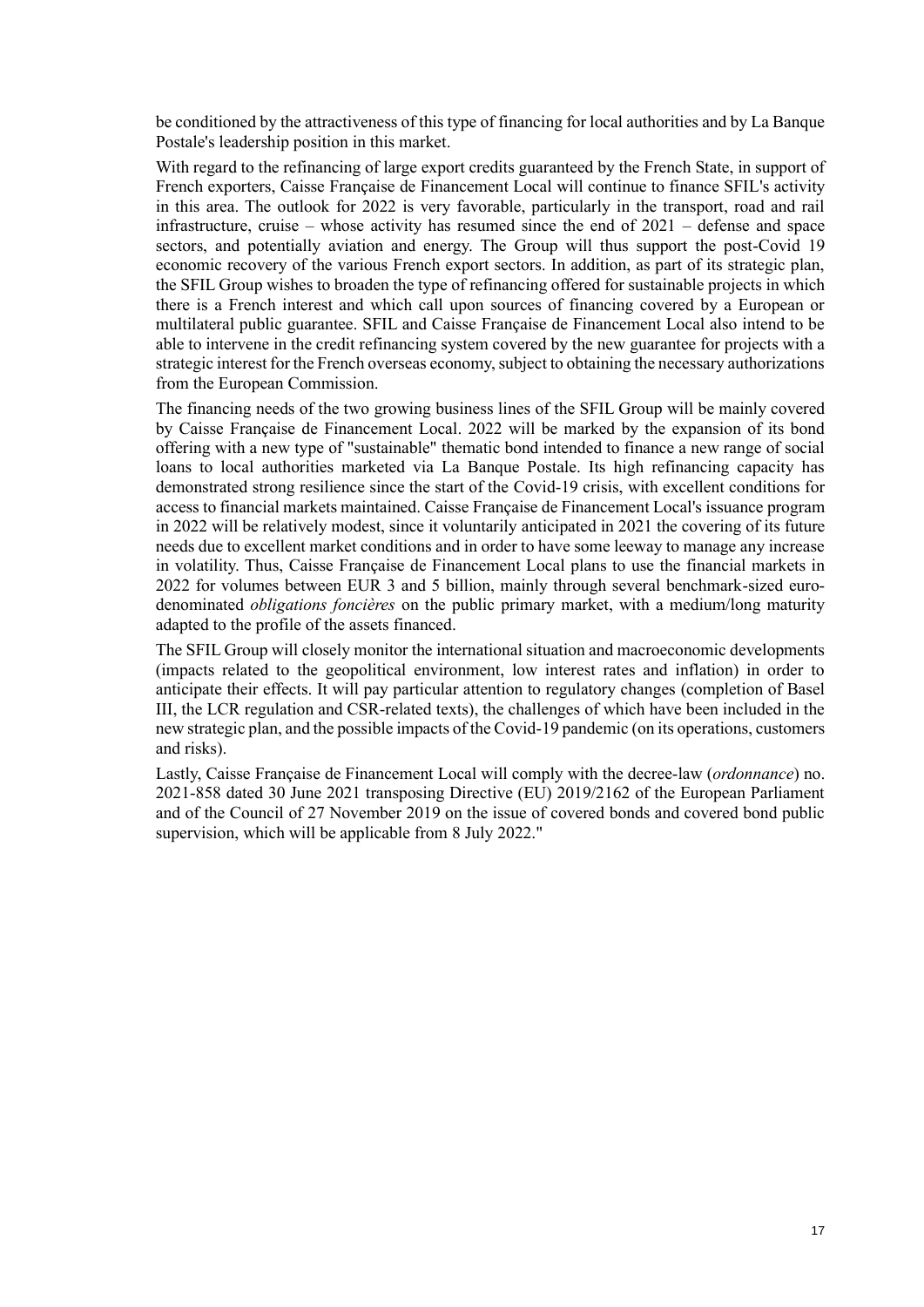be conditioned by the attractiveness of this type of financing for local authorities and by La Banque Postale's leadership position in this market.

With regard to the refinancing of large export credits guaranteed by the French State, in support of French exporters, Caisse Française de Financement Local will continue to finance SFIL's activity in this area. The outlook for 2022 is very favorable, particularly in the transport, road and rail infrastructure, cruise – whose activity has resumed since the end of 2021 – defense and space sectors, and potentially aviation and energy. The Group will thus support the post-Covid 19 economic recovery of the various French export sectors. In addition, as part of its strategic plan, the SFIL Group wishes to broaden the type of refinancing offered for sustainable projects in which there is a French interest and which call upon sources of financing covered by a European or multilateral public guarantee. SFIL and Caisse Française de Financement Local also intend to be able to intervene in the credit refinancing system covered by the new guarantee for projects with a strategic interest for the French overseas economy, subject to obtaining the necessary authorizations from the European Commission.

The financing needs of the two growing business lines of the SFIL Group will be mainly covered by Caisse Française de Financement Local. 2022 will be marked by the expansion of its bond offering with a new type of "sustainable" thematic bond intended to finance a new range of social loans to local authorities marketed via La Banque Postale. Its high refinancing capacity has demonstrated strong resilience since the start of the Covid-19 crisis, with excellent conditions for access to financial markets maintained. Caisse Française de Financement Local's issuance program in 2022 will be relatively modest, since it voluntarily anticipated in 2021 the covering of its future needs due to excellent market conditions and in order to have some leeway to manage any increase in volatility. Thus, Caisse Française de Financement Local plans to use the financial markets in 2022 for volumes between EUR 3 and 5 billion, mainly through several benchmark-sized euro-denominated *obligations foncières* on the public primary market, with a medium/long maturity adapted to the profile of the assets financed.

The SFIL Group will closely monitor the international situation and macroeconomic developments (impacts related to the geopolitical environment, low interest rates and inflation) in order to anticipate their effects. It will pay particular attention to regulatory changes (completion of Basel III, the LCR regulation and CSR-related texts), the challenges of which have been included in the new strategic plan, and the possible impacts of the Covid-19 pandemic (on its operations, customers and risks).

Lastly, Caisse Française de Financement Local will comply with the decree-law (*ordonnance*) no. 2021-858 dated 30 June 2021 transposing Directive (EU) 2019/2162 of the European Parliament and of the Council of 27 November 2019 on the issue of covered bonds and covered bond public supervision, which will be applicable from 8 July 2022."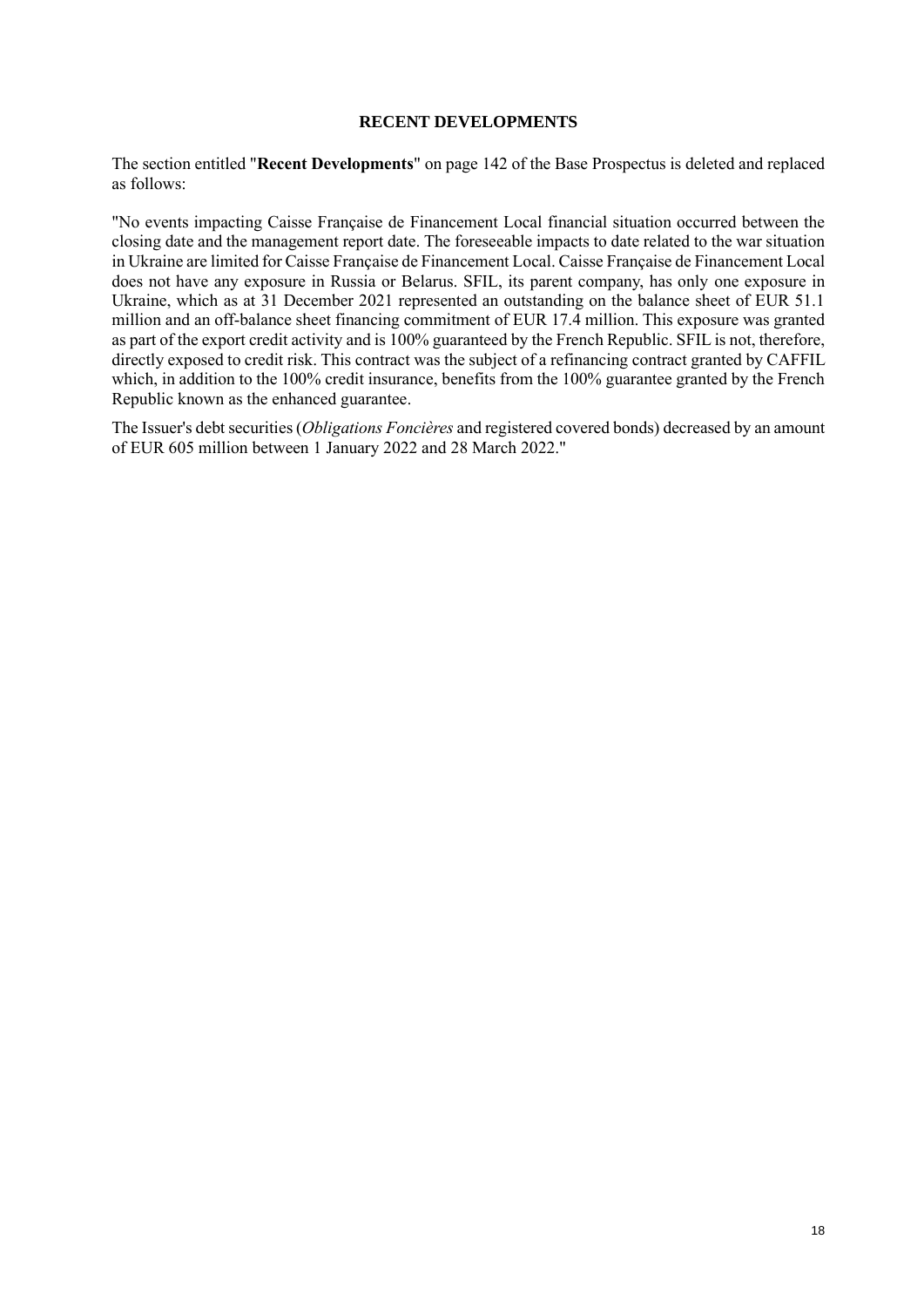## RECENT DEVELOPMENTS

The section entitled "**Recent Developments**" on page 142 of the Base Prospectus is deleted and replaced as follows:

"No events impacting Caisse Française de Financement Local financial situation occurred between the closing date and the management report date. The foreseeable impacts to date related to the war situation in Ukraine are limited for Caisse Française de Financement Local. Caisse Française de Financement Local does not have any exposure in Russia or Belarus. SFIL, its parent company, has only one exposure in Ukraine, which as at 31 December 2021 represented an outstanding on the balance sheet of EUR 51.1 million and an off-balance sheet financing commitment of EUR 17.4 million. This exposure was granted as part of the export credit activity and is 100% guaranteed by the French Republic. SFIL is not, therefore, directly exposed to credit risk. This contract was the subject of a refinancing contract granted by CAFFIL which, in addition to the 100% credit insurance, benefits from the 100% guarantee granted by the French Republic known as the enhanced guarantee.

The Issuer's debt securities (*Obligations Foncières* and registered covered bonds) decreased by an amount of EUR 605 million between 1 January 2022 and 28 March 2022."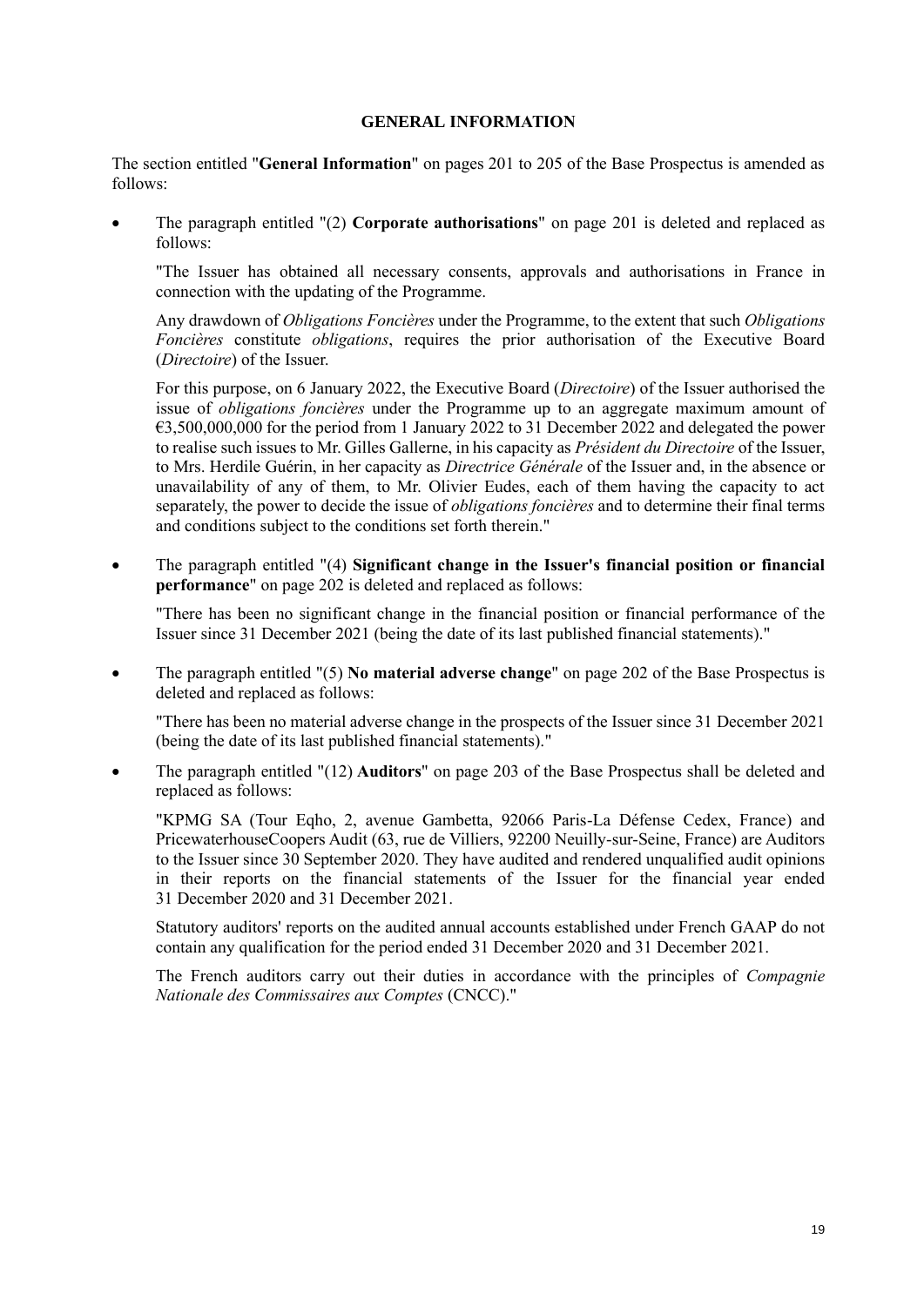## GENERAL INFORMATION

The section entitled "**General Information**" on pages 201 to 205 of the Base Prospectus is amended as follows:

- The paragraph entitled "(2) **Corporate authorisations**" on page 201 is deleted and replaced as follows:

  "The Issuer has obtained all necessary consents, approvals and authorisations in France in connection with the updating of the Programme.

  Any drawdown of *Obligations Foncières* under the Programme, to the extent that such *Obligations Foncières* constitute *obligations*, requires the prior authorisation of the Executive Board (*Directoire*) of the Issuer.

  For this purpose, on 6 January 2022, the Executive Board (*Directoire*) of the Issuer authorised the issue of *obligations foncières* under the Programme up to an aggregate maximum amount of €3,500,000,000 for the period from 1 January 2022 to 31 December 2022 and delegated the power to realise such issues to Mr. Gilles Gallerne, in his capacity as *Président du Directoire* of the Issuer, to Mrs. Herdile Guérin, in her capacity as *Directrice Générale* of the Issuer and, in the absence or unavailability of any of them, to Mr. Olivier Eudes, each of them having the capacity to act separately, the power to decide the issue of *obligations foncières* and to determine their final terms and conditions subject to the conditions set forth therein."

- The paragraph entitled "(4) **Significant change in the Issuer's financial position or financial performance**" on page 202 is deleted and replaced as follows:

  "There has been no significant change in the financial position or financial performance of the Issuer since 31 December 2021 (being the date of its last published financial statements)."

- The paragraph entitled "(5) **No material adverse change**" on page 202 of the Base Prospectus is deleted and replaced as follows:

  "There has been no material adverse change in the prospects of the Issuer since 31 December 2021 (being the date of its last published financial statements)."

- The paragraph entitled "(12) **Auditors**" on page 203 of the Base Prospectus shall be deleted and replaced as follows:

  "KPMG SA (Tour Eqho, 2, avenue Gambetta, 92066 Paris-La Défense Cedex, France) and PricewaterhouseCoopers Audit (63, rue de Villiers, 92200 Neuilly-sur-Seine, France) are Auditors to the Issuer since 30 September 2020. They have audited and rendered unqualified audit opinions in their reports on the financial statements of the Issuer for the financial year ended 31 December 2020 and 31 December 2021.

  Statutory auditors' reports on the audited annual accounts established under French GAAP do not contain any qualification for the period ended 31 December 2020 and 31 December 2021.

  The French auditors carry out their duties in accordance with the principles of *Compagnie Nationale des Commissaires aux Comptes* (CNCC)."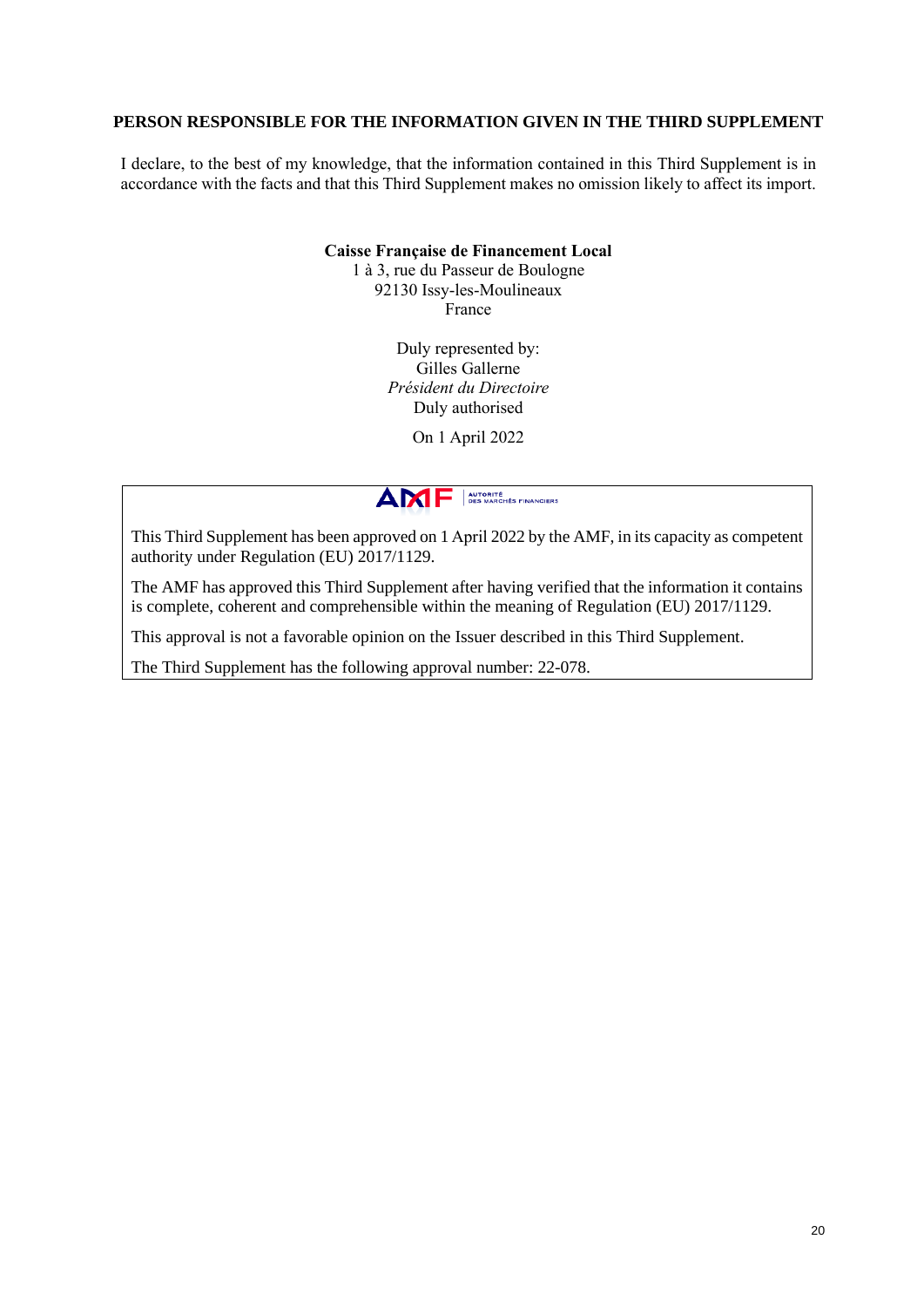## PERSON RESPONSIBLE FOR THE INFORMATION GIVEN IN THE THIRD SUPPLEMENT

I declare, to the best of my knowledge, that the information contained in this Third Supplement is in accordance with the facts and that this Third Supplement makes no omission likely to affect its import.

**Caisse Française de Financement Local**
1 à 3, rue du Passeur de Boulogne
92130 Issy-les-Moulineaux
France

Duly represented by:
Gilles Gallerne
*Président du Directoire*
Duly authorised

On 1 April 2022

AMF | AUTORITÉ DES MARCHÉS FINANCIERS

This Third Supplement has been approved on 1 April 2022 by the AMF, in its capacity as competent authority under Regulation (EU) 2017/1129.

The AMF has approved this Third Supplement after having verified that the information it contains is complete, coherent and comprehensible within the meaning of Regulation (EU) 2017/1129.

This approval is not a favorable opinion on the Issuer described in this Third Supplement.

The Third Supplement has the following approval number: 22-078.